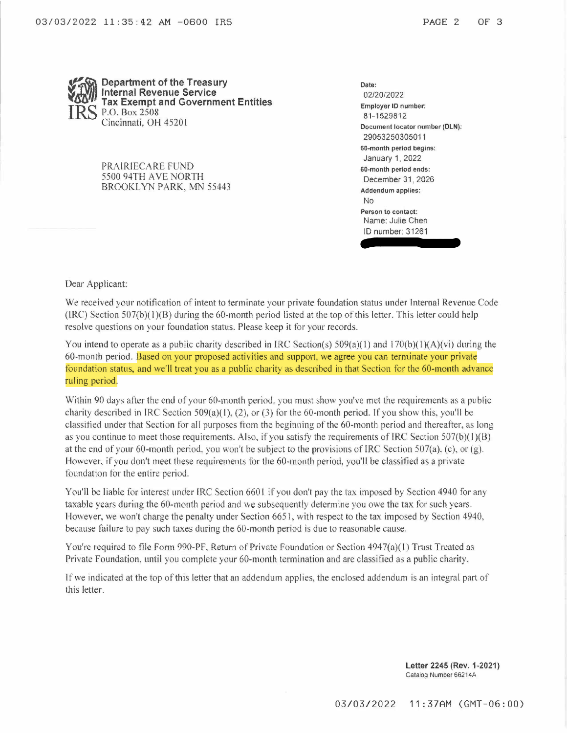**Department of the Treasury**
**Internal Revenue Service**
**Tax Exempt and Government Entities**
P.O. Box 2508
Cincinnati, OH 45201

PRAIRIECARE FUND
5500 94TH AVE NORTH
BROOKLYN PARK, MN 55443

**Date:**
02/20/2022

**Employer ID number:**
81-1529812

**Document locator number (DLN):**
29053250305011

**60-month period begins:**
January 1, 2022

**60-month period ends:**
December 31, 2026

**Addendum applies:**
No

**Person to contact:**
Name: Julie Chen
ID number: 31261

Dear Applicant:

We received your notification of intent to terminate your private foundation status under Internal Revenue Code (IRC) Section 507(b)(1)(B) during the 60-month period listed at the top of this letter. This letter could help resolve questions on your foundation status. Please keep it for your records.

You intend to operate as a public charity described in IRC Section(s) 509(a)(1) and 170(b)(1)(A)(vi) during the 60-month period. Based on your proposed activities and support, we agree you can terminate your private foundation status, and we'll treat you as a public charity as described in that Section for the 60-month advance ruling period.

Within 90 days after the end of your 60-month period, you must show you've met the requirements as a public charity described in IRC Section 509(a)(1), (2), or (3) for the 60-month period. If you show this, you'll be classified under that Section for all purposes from the beginning of the 60-month period and thereafter, as long as you continue to meet those requirements. Also, if you satisfy the requirements of IRC Section 507(b)(1)(B) at the end of your 60-month period, you won't be subject to the provisions of IRC Section 507(a), (c), or (g). However, if you don't meet these requirements for the 60-month period, you'll be classified as a private foundation for the entire period.

You'll be liable for interest under IRC Section 6601 if you don't pay the tax imposed by Section 4940 for any taxable years during the 60-month period and we subsequently determine you owe the tax for such years. However, we won't charge the penalty under Section 6651, with respect to the tax imposed by Section 4940, because failure to pay such taxes during the 60-month period is due to reasonable cause.

You're required to file Form 990-PF, Return of Private Foundation or Section 4947(a)(1) Trust Treated as Private Foundation, until you complete your 60-month termination and are classified as a public charity.

If we indicated at the top of this letter that an addendum applies, the enclosed addendum is an integral part of this letter.

**Letter 2245 (Rev. 1-2021)**
Catalog Number 66214A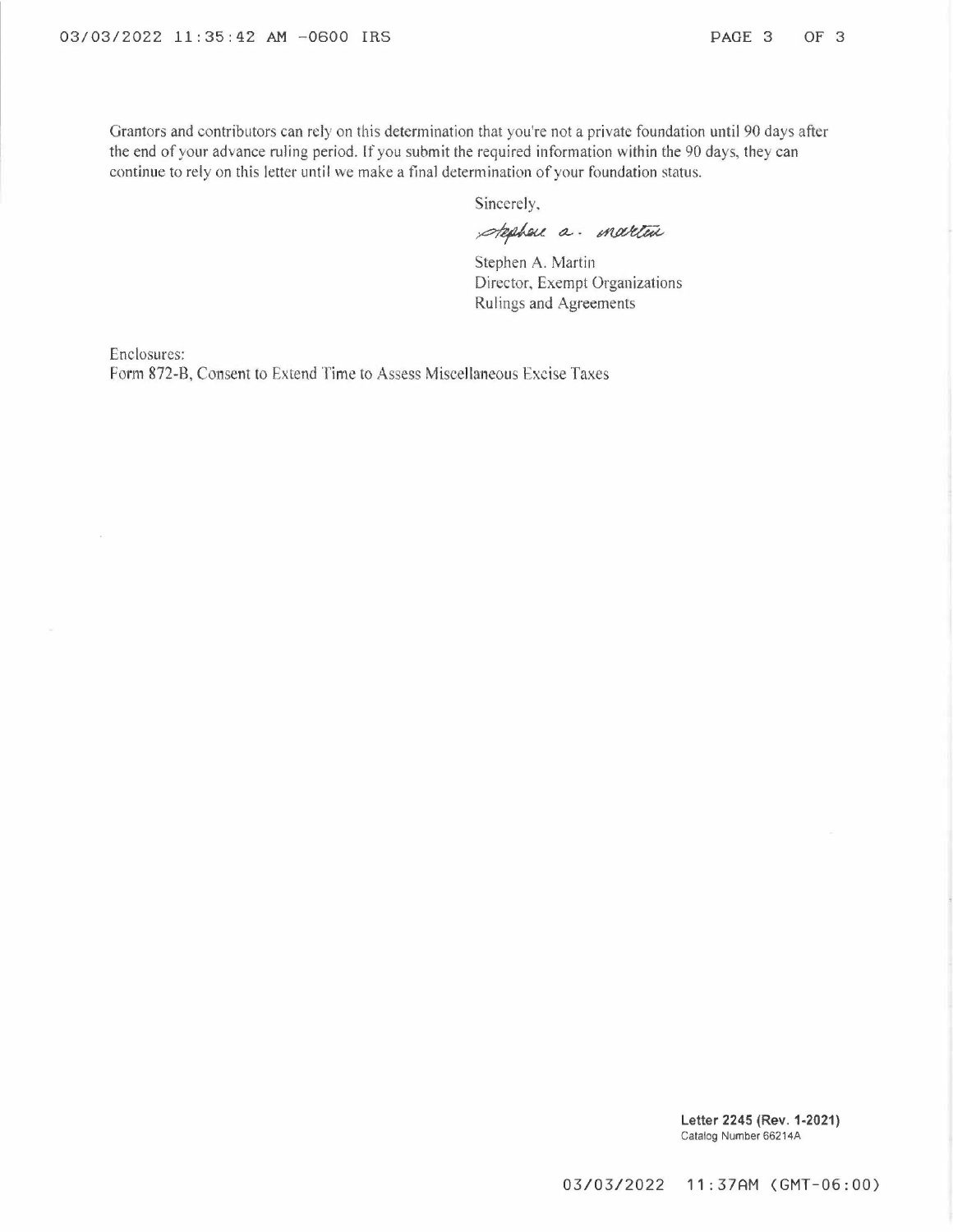Grantors and contributors can rely on this determination that you're not a private foundation until 90 days after the end of your advance ruling period. If you submit the required information within the 90 days, they can continue to rely on this letter until we make a final determination of your foundation status.

Sincerely,

Stephen A. Martin

Stephen A. Martin
Director, Exempt Organizations
Rulings and Agreements

Enclosures:
Form 872-B, Consent to Extend Time to Assess Miscellaneous Excise Taxes

Letter 2245 (Rev. 1-2021)
Catalog Number 66214A